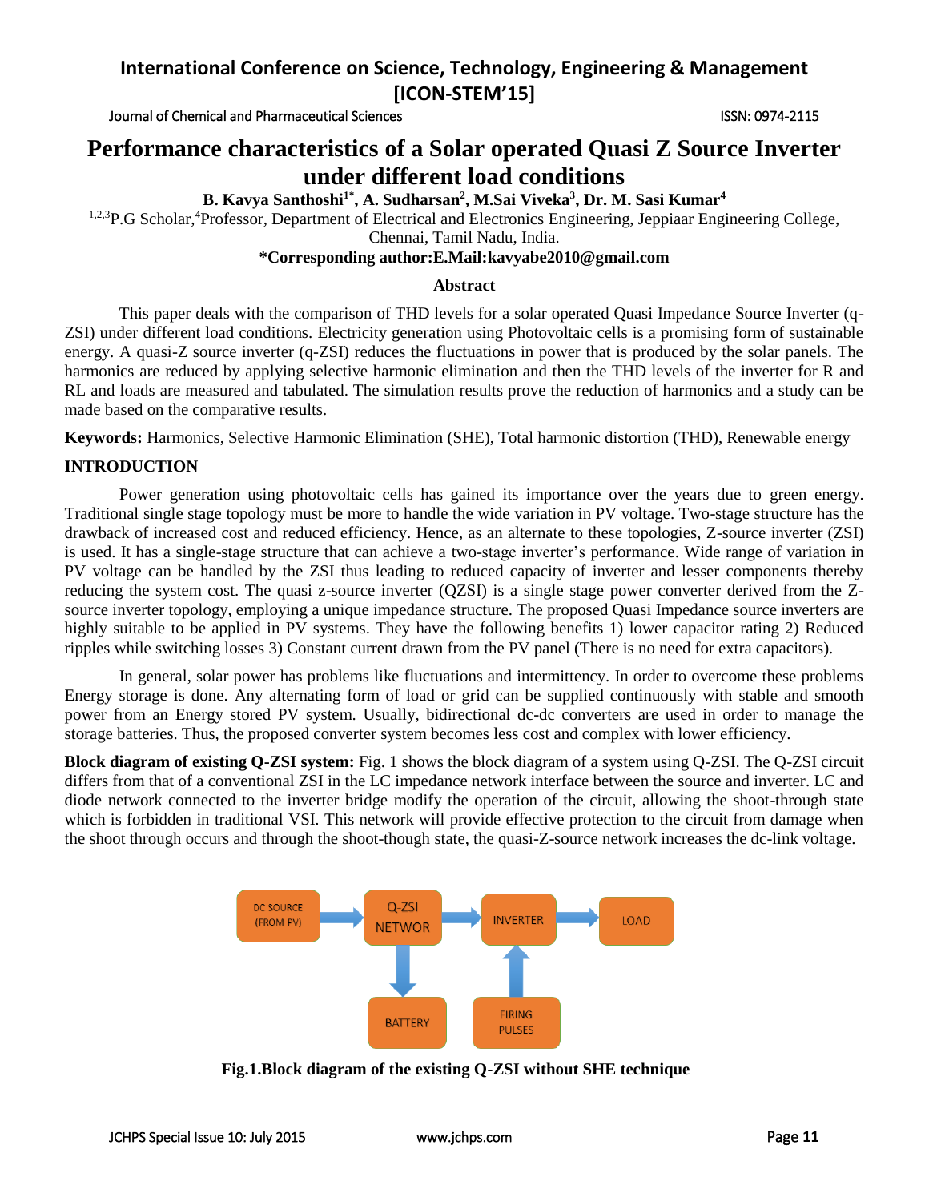# Performance characteristics of a Solar operated Quasi Z Source Inverter under different load conditions

**B. Kavya Santhoshi[1*], A. Sudharsan[2], M.Sai Viveka[3], Dr. M. Sasi Kumar[4]**

[1,2,3]P.G Scholar,[4]Professor, Department of Electrical and Electronics Engineering, Jeppiaar Engineering College, Chennai, Tamil Nadu, India.

**\*Corresponding author:E.Mail:kavyabe2010@gmail.com**

## Abstract

This paper deals with the comparison of THD levels for a solar operated Quasi Impedance Source Inverter (q-ZSI) under different load conditions. Electricity generation using Photovoltaic cells is a promising form of sustainable energy. A quasi-Z source inverter (q-ZSI) reduces the fluctuations in power that is produced by the solar panels. The harmonics are reduced by applying selective harmonic elimination and then the THD levels of the inverter for R and RL and loads are measured and tabulated. The simulation results prove the reduction of harmonics and a study can be made based on the comparative results.

**Keywords:** Harmonics, Selective Harmonic Elimination (SHE), Total harmonic distortion (THD), Renewable energy

## INTRODUCTION

Power generation using photovoltaic cells has gained its importance over the years due to green energy. Traditional single stage topology must be more to handle the wide variation in PV voltage. Two-stage structure has the drawback of increased cost and reduced efficiency. Hence, as an alternate to these topologies, Z-source inverter (ZSI) is used. It has a single-stage structure that can achieve a two-stage inverter's performance. Wide range of variation in PV voltage can be handled by the ZSI thus leading to reduced capacity of inverter and lesser components thereby reducing the system cost. The quasi z-source inverter (QZSI) is a single stage power converter derived from the Z-source inverter topology, employing a unique impedance structure. The proposed Quasi Impedance source inverters are highly suitable to be applied in PV systems. They have the following benefits 1) lower capacitor rating 2) Reduced ripples while switching losses 3) Constant current drawn from the PV panel (There is no need for extra capacitors).

In general, solar power has problems like fluctuations and intermittency. In order to overcome these problems Energy storage is done. Any alternating form of load or grid can be supplied continuously with stable and smooth power from an Energy stored PV system. Usually, bidirectional dc-dc converters are used in order to manage the storage batteries. Thus, the proposed converter system becomes less cost and complex with lower efficiency.

**Block diagram of existing Q-ZSI system:** Fig. 1 shows the block diagram of a system using Q-ZSI. The Q-ZSI circuit differs from that of a conventional ZSI in the LC impedance network interface between the source and inverter. LC and diode network connected to the inverter bridge modify the operation of the circuit, allowing the shoot-through state which is forbidden in traditional VSI. This network will provide effective protection to the circuit from damage when the shoot through occurs and through the shoot-though state, the quasi-Z-source network increases the dc-link voltage.

DC SOURCE (FROM PV) → Q-ZSI NETWOR → INVERTER → LOAD; Q-ZSI NETWOR → BATTERY; FIRING PULSES → INVERTER

**Fig.1.Block diagram of the existing Q-ZSI without SHE technique**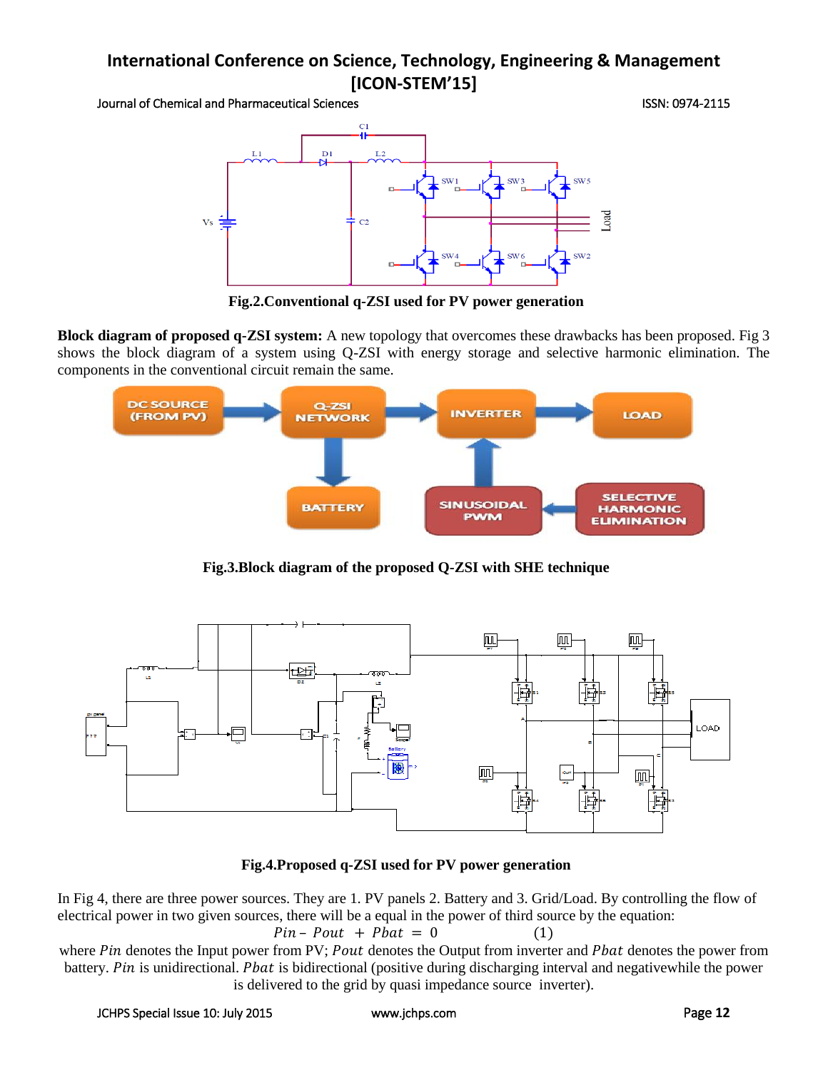Fig.2.Conventional q-ZSI used for PV power generation

**Block diagram of proposed q-ZSI system:** A new topology that overcomes these drawbacks has been proposed. Fig 3 shows the block diagram of a system using Q-ZSI with energy storage and selective harmonic elimination. The components in the conventional circuit remain the same.

Fig.3.Block diagram of the proposed Q-ZSI with SHE technique

Fig.4.Proposed q-ZSI used for PV power generation

In Fig 4, there are three power sources. They are 1. PV panels 2. Battery and 3. Grid/Load. By controlling the flow of electrical power in two given sources, there will be a equal in the power of third source by the equation:

$$Pin - Pout + Pbat = 0 \qquad (1)$$

where $Pin$ denotes the Input power from PV; $Pout$ denotes the Output from inverter and $Pbat$ denotes the power from battery. $Pin$ is unidirectional. $Pbat$ is bidirectional (positive during discharging interval and negativewhile the power is delivered to the grid by quasi impedance source inverter).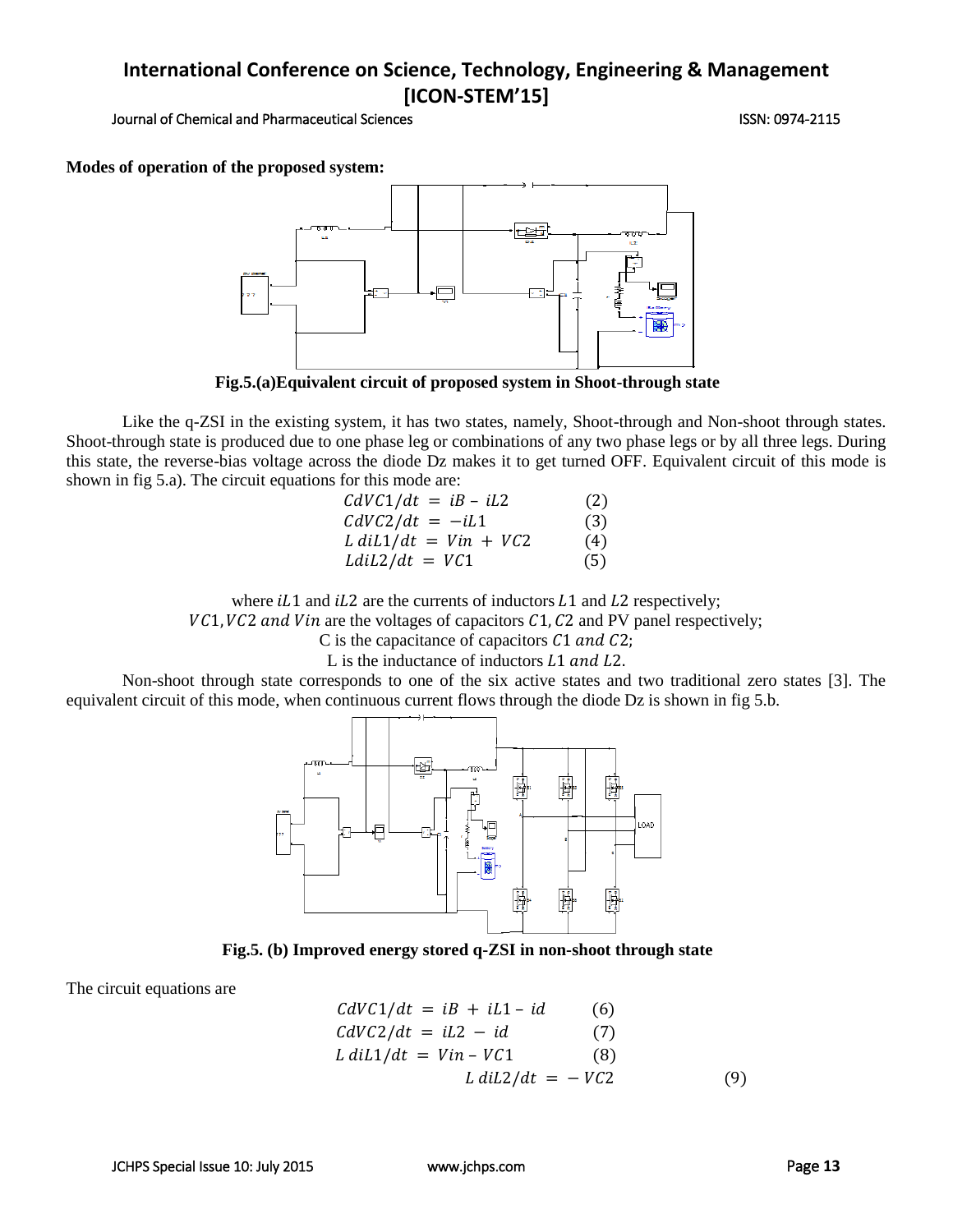**Modes of operation of the proposed system:**

**Fig.5.(a)Equivalent circuit of proposed system in Shoot-through state**

Like the q-ZSI in the existing system, it has two states, namely, Shoot-through and Non-shoot through states. Shoot-through state is produced due to one phase leg or combinations of any two phase legs or by all three legs. During this state, the reverse-bias voltage across the diode Dz makes it to get turned OFF. Equivalent circuit of this mode is shown in fig 5.a). The circuit equations for this mode are:

$$CdVC1/dt = iB - iL2 \quad (2)$$

$$CdVC2/dt = -iL1 \quad (3)$$

$$L\,diL1/dt = Vin + VC2 \quad (4)$$

$$LdiL2/dt = VC1 \quad (5)$$

where $iL1$ and $iL2$ are the currents of inductors $L1$ and $L2$ respectively;
$VC1, VC2$ and $Vin$ are the voltages of capacitors $C1, C2$ and PV panel respectively;
C is the capacitance of capacitors $C1$ and $C2$;
L is the inductance of inductors $L1$ and $L2$.

Non-shoot through state corresponds to one of the six active states and two traditional zero states [3]. The equivalent circuit of this mode, when continuous current flows through the diode Dz is shown in fig 5.b.

**Fig.5. (b) Improved energy stored q-ZSI in non-shoot through state**

The circuit equations are

$$CdVC1/dt = iB + iL1 - id \quad (6)$$

$$CdVC2/dt = iL2 - id \quad (7)$$

$$L\,diL1/dt = Vin - VC1 \quad (8)$$

$$L\,diL2/dt = -VC2 \quad (9)$$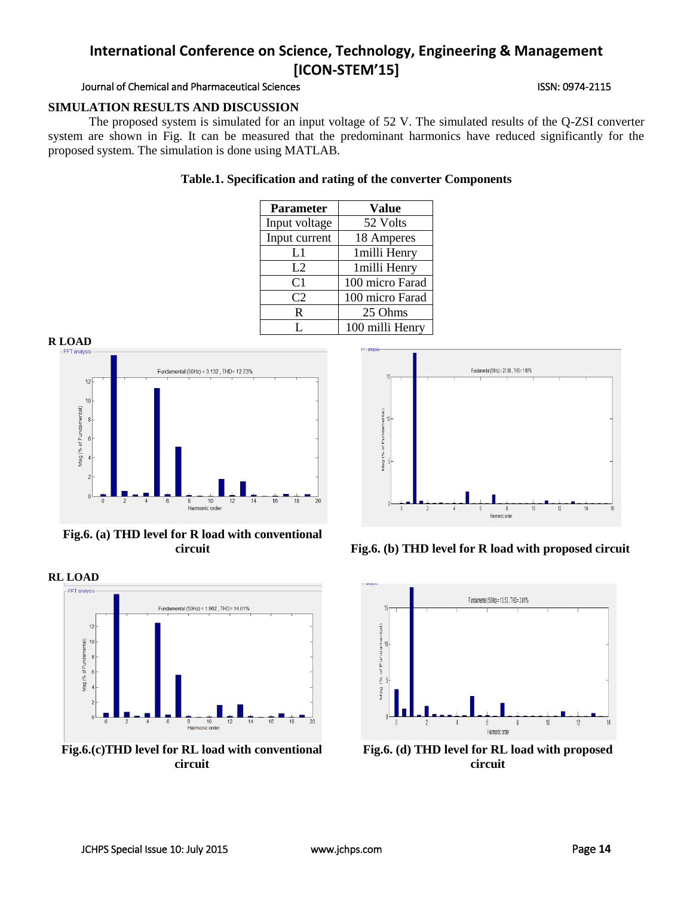## SIMULATION RESULTS AND DISCUSSION

The proposed system is simulated for an input voltage of 52 V. The simulated results of the Q-ZSI converter system are shown in Fig. It can be measured that the predominant harmonics have reduced significantly for the proposed system. The simulation is done using MATLAB.

**Table.1. Specification and rating of the converter Components**

| Parameter | Value |
|---|---|
| Input voltage | 52 Volts |
| Input current | 18 Amperes |
| L1 | 1milli Henry |
| L2 | 1milli Henry |
| C1 | 100 micro Farad |
| C2 | 100 micro Farad |
| R | 25 Ohms |
| L | 100 milli Henry |

**R LOAD**

**Fig.6. (a) THD level for R load with conventional circuit**

**Fig.6. (b) THD level for R load with proposed circuit**

**RL LOAD**

**Fig.6.(c)THD level for RL load with conventional circuit**

**Fig.6. (d) THD level for RL load with proposed circuit**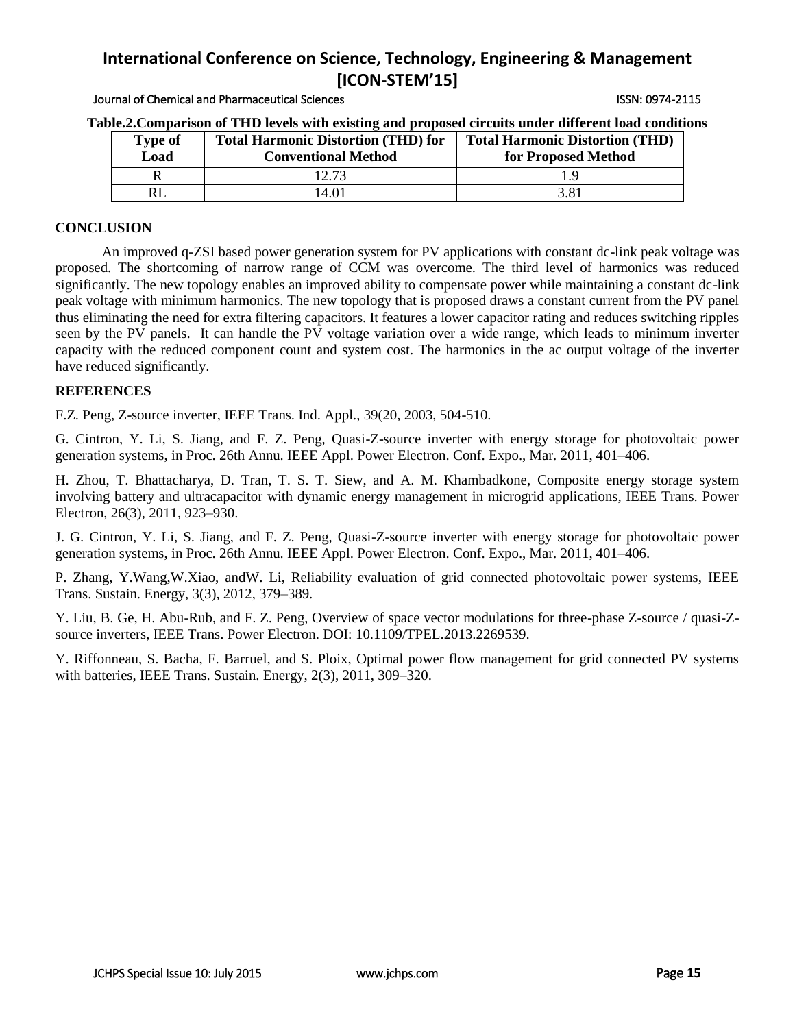**Table.2.Comparison of THD levels with existing and proposed circuits under different load conditions**

| Type of Load | Total Harmonic Distortion (THD) for Conventional Method | Total Harmonic Distortion (THD) for Proposed Method |
|---|---|---|
| R | 12.73 | 1.9 |
| RL | 14.01 | 3.81 |

## CONCLUSION

An improved q-ZSI based power generation system for PV applications with constant dc-link peak voltage was proposed. The shortcoming of narrow range of CCM was overcome. The third level of harmonics was reduced significantly. The new topology enables an improved ability to compensate power while maintaining a constant dc-link peak voltage with minimum harmonics. The new topology that is proposed draws a constant current from the PV panel thus eliminating the need for extra filtering capacitors. It features a lower capacitor rating and reduces switching ripples seen by the PV panels. It can handle the PV voltage variation over a wide range, which leads to minimum inverter capacity with the reduced component count and system cost. The harmonics in the ac output voltage of the inverter have reduced significantly.

## REFERENCES

F.Z. Peng, Z-source inverter, IEEE Trans. Ind. Appl., 39(20, 2003, 504-510.

G. Cintron, Y. Li, S. Jiang, and F. Z. Peng, Quasi-Z-source inverter with energy storage for photovoltaic power generation systems, in Proc. 26th Annu. IEEE Appl. Power Electron. Conf. Expo., Mar. 2011, 401–406.

H. Zhou, T. Bhattacharya, D. Tran, T. S. T. Siew, and A. M. Khambadkone, Composite energy storage system involving battery and ultracapacitor with dynamic energy management in microgrid applications, IEEE Trans. Power Electron, 26(3), 2011, 923–930.

J. G. Cintron, Y. Li, S. Jiang, and F. Z. Peng, Quasi-Z-source inverter with energy storage for photovoltaic power generation systems, in Proc. 26th Annu. IEEE Appl. Power Electron. Conf. Expo., Mar. 2011, 401–406.

P. Zhang, Y.Wang,W.Xiao, andW. Li, Reliability evaluation of grid connected photovoltaic power systems, IEEE Trans. Sustain. Energy, 3(3), 2012, 379–389.

Y. Liu, B. Ge, H. Abu-Rub, and F. Z. Peng, Overview of space vector modulations for three-phase Z-source / quasi-Z-source inverters, IEEE Trans. Power Electron. DOI: 10.1109/TPEL.2013.2269539.

Y. Riffonneau, S. Bacha, F. Barruel, and S. Ploix, Optimal power flow management for grid connected PV systems with batteries, IEEE Trans. Sustain. Energy, 2(3), 2011, 309–320.